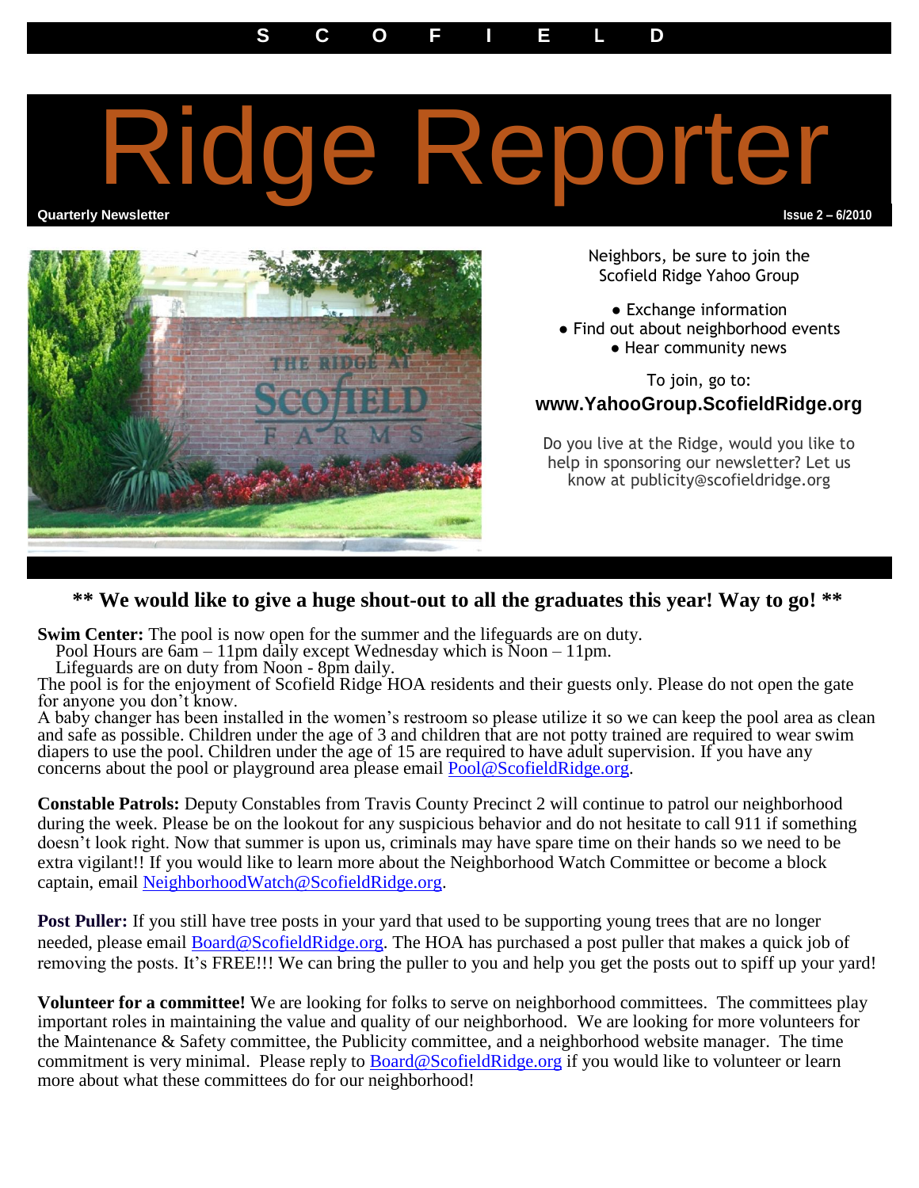S C O F I E L D

# Ridge Reporter

**Quarterly Newsletter** **Issue 2 – 6/2010**

Neighbors, be sure to join the Scofield Ridge Yahoo Group

- Exchange information
- Find out about neighborhood events
- Hear community news

To join, go to:

**www.YahooGroup.ScofieldRidge.org**

Do you live at the Ridge, would you like to help in sponsoring our newsletter? Let us know at publicity@scofieldridge.org

## ** We would like to give a huge shout-out to all the graduates this year! Way to go! **

**Swim Center:** The pool is now open for the summer and the lifeguards are on duty.
Pool Hours are 6am – 11pm daily except Wednesday which is Noon – 11pm.
Lifeguards are on duty from Noon - 8pm daily.
The pool is for the enjoyment of Scofield Ridge HOA residents and their guests only. Please do not open the gate for anyone you don't know.
A baby changer has been installed in the women's restroom so please utilize it so we can keep the pool area as clean and safe as possible. Children under the age of 3 and children that are not potty trained are required to wear swim diapers to use the pool. Children under the age of 15 are required to have adult supervision. If you have any concerns about the pool or playground area please email Pool@ScofieldRidge.org.

**Constable Patrols:** Deputy Constables from Travis County Precinct 2 will continue to patrol our neighborhood during the week. Please be on the lookout for any suspicious behavior and do not hesitate to call 911 if something doesn't look right. Now that summer is upon us, criminals may have spare time on their hands so we need to be extra vigilant!! If you would like to learn more about the Neighborhood Watch Committee or become a block captain, email NeighborhoodWatch@ScofieldRidge.org.

**Post Puller:** If you still have tree posts in your yard that used to be supporting young trees that are no longer needed, please email Board@ScofieldRidge.org. The HOA has purchased a post puller that makes a quick job of removing the posts. It's FREE!!! We can bring the puller to you and help you get the posts out to spiff up your yard!

**Volunteer for a committee!** We are looking for folks to serve on neighborhood committees. The committees play important roles in maintaining the value and quality of our neighborhood. We are looking for more volunteers for the Maintenance & Safety committee, the Publicity committee, and a neighborhood website manager. The time commitment is very minimal. Please reply to Board@ScofieldRidge.org if you would like to volunteer or learn more about what these committees do for our neighborhood!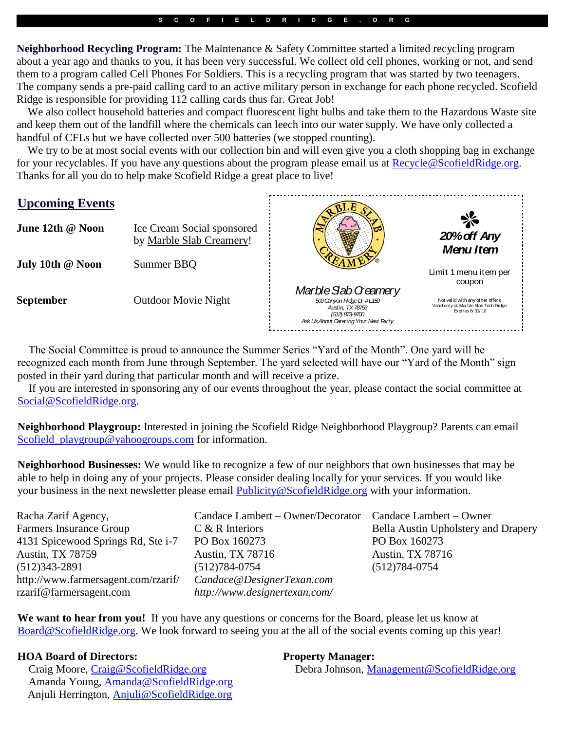**Neighborhood Recycling Program:** The Maintenance & Safety Committee started a limited recycling program about a year ago and thanks to you, it has been very successful. We collect old cell phones, working or not, and send them to a program called Cell Phones For Soldiers. This is a recycling program that was started by two teenagers. The company sends a pre-paid calling card to an active military person in exchange for each phone recycled. Scofield Ridge is responsible for providing 112 calling cards thus far. Great Job!

We also collect household batteries and compact fluorescent light bulbs and take them to the Hazardous Waste site and keep them out of the landfill where the chemicals can leech into our water supply. We have only collected a handful of CFLs but we have collected over 500 batteries (we stopped counting).

We try to be at most social events with our collection bin and will even give you a cloth shopping bag in exchange for your recyclables. If you have any questions about the program please email us at Recycle@ScofieldRidge.org. Thanks for all you do to help make Scofield Ridge a great place to live!

## Upcoming Events

| | |
|---|---|
| **June 12th @ Noon** | Ice Cream Social sponsored by Marble Slab Creamery! |
| **July 10th @ Noon** | Summer BBQ |
| **September** | Outdoor Movie Night |

MARBLE SLAB CREAMERY®

*Marble Slab Creamery*
*500 Canyon Ridge Dr #L150*
*Austin, TX 78753*
*(512) 873-9700*
*Ask Us About Catering Your Next Party*

***20% off Any Menu Item***

Limit 1 menu item per coupon

Not valid with any other offers.
Valid only at Marble Slab Tech Ridge.
Expires 8/31/10

The Social Committee is proud to announce the Summer Series "Yard of the Month". One yard will be recognized each month from June through September. The yard selected will have our "Yard of the Month" sign posted in their yard during that particular month and will receive a prize.

If you are interested in sponsoring any of our events throughout the year, please contact the social committee at Social@ScofieldRidge.org.

**Neighborhood Playgroup:** Interested in joining the Scofield Ridge Neighborhood Playgroup? Parents can email Scofield_playgroup@yahoogroups.com for information.

**Neighborhood Businesses:** We would like to recognize a few of our neighbors that own businesses that may be able to help in doing any of your projects. Please consider dealing locally for your services. If you would like your business in the next newsletter please email Publicity@ScofieldRidge.org with your information.

Racha Zarif Agency,
Farmers Insurance Group
4131 Spicewood Springs Rd, Ste i-7
Austin, TX 78759
(512)343-2891
http://www.farmersagent.com/rzarif/
rzarif@farmersagent.com

Candace Lambert – Owner/Decorator
C & R Interiors
PO Box 160273
Austin, TX 78716
(512)784-0754
*Candace@DesignerTexan.com*
*http://www.designertexan.com/*

Candace Lambert – Owner
Bella Austin Upholstery and Drapery
PO Box 160273
Austin, TX 78716
(512)784-0754

**We want to hear from you!** If you have any questions or concerns for the Board, please let us know at Board@ScofieldRidge.org. We look forward to seeing you at the all of the social events coming up this year!

**HOA Board of Directors:**
Craig Moore, Craig@ScofieldRidge.org
Amanda Young, Amanda@ScofieldRidge.org
Anjuli Herrington, Anjuli@ScofieldRidge.org

**Property Manager:**
Debra Johnson, Management@ScofieldRidge.org